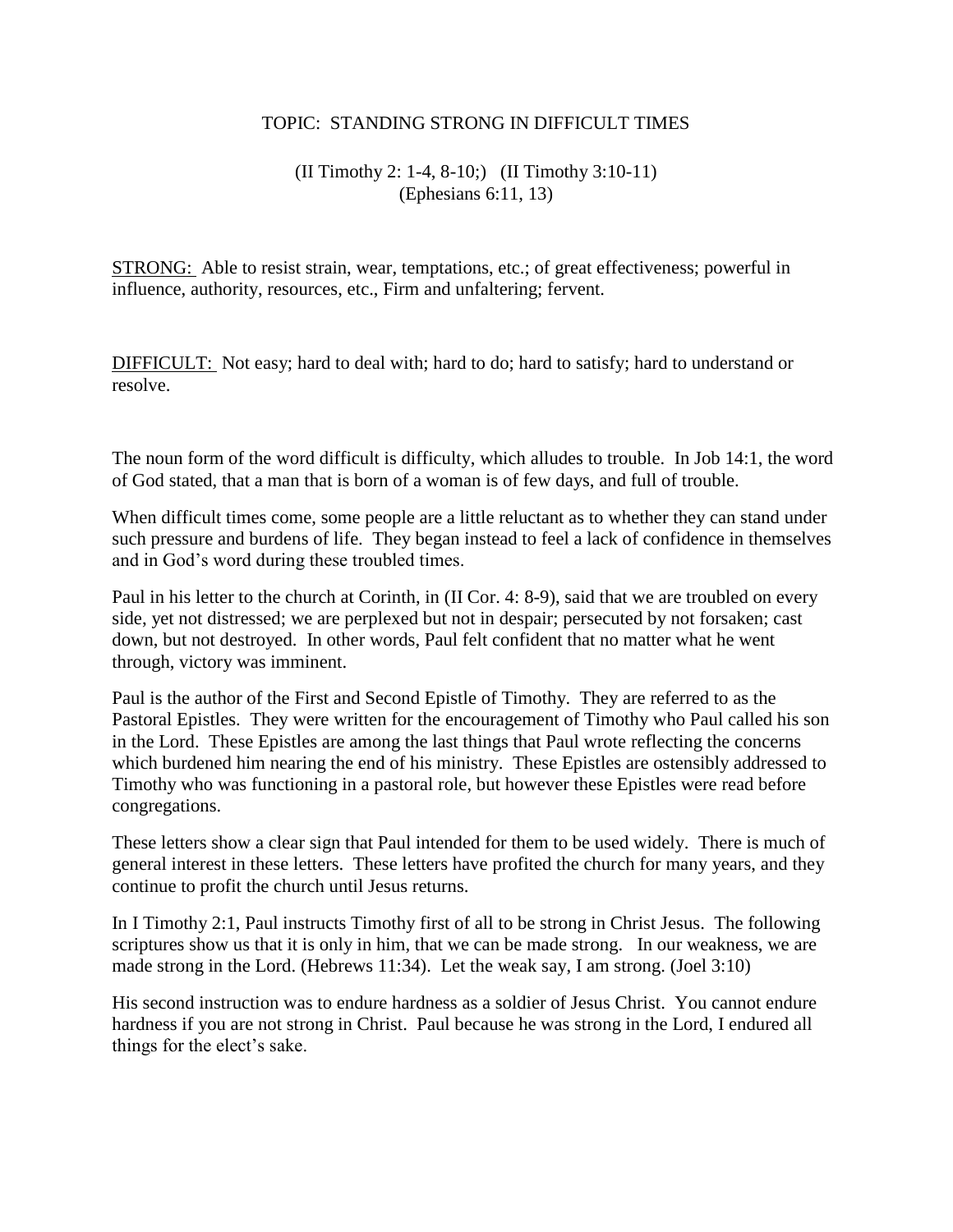TOPIC: STANDING STRONG IN DIFFICULT TIMES

(II Timothy 2: 1-4, 8-10;) (II Timothy 3:10-11)
(Ephesians 6:11, 13)

<u>STRONG:</u> Able to resist strain, wear, temptations, etc.; of great effectiveness; powerful in influence, authority, resources, etc., Firm and unfaltering; fervent.

<u>DIFFICULT:</u> Not easy; hard to deal with; hard to do; hard to satisfy; hard to understand or resolve.

The noun form of the word difficult is difficulty, which alludes to trouble. In Job 14:1, the word of God stated, that a man that is born of a woman is of few days, and full of trouble.

When difficult times come, some people are a little reluctant as to whether they can stand under such pressure and burdens of life. They began instead to feel a lack of confidence in themselves and in God's word during these troubled times.

Paul in his letter to the church at Corinth, in (II Cor. 4: 8-9), said that we are troubled on every side, yet not distressed; we are perplexed but not in despair; persecuted by not forsaken; cast down, but not destroyed. In other words, Paul felt confident that no matter what he went through, victory was imminent.

Paul is the author of the First and Second Epistle of Timothy. They are referred to as the Pastoral Epistles. They were written for the encouragement of Timothy who Paul called his son in the Lord. These Epistles are among the last things that Paul wrote reflecting the concerns which burdened him nearing the end of his ministry. These Epistles are ostensibly addressed to Timothy who was functioning in a pastoral role, but however these Epistles were read before congregations.

These letters show a clear sign that Paul intended for them to be used widely. There is much of general interest in these letters. These letters have profited the church for many years, and they continue to profit the church until Jesus returns.

In I Timothy 2:1, Paul instructs Timothy first of all to be strong in Christ Jesus. The following scriptures show us that it is only in him, that we can be made strong. In our weakness, we are made strong in the Lord. (Hebrews 11:34). Let the weak say, I am strong. (Joel 3:10)

His second instruction was to endure hardness as a soldier of Jesus Christ. You cannot endure hardness if you are not strong in Christ. Paul because he was strong in the Lord, I endured all things for the elect's sake.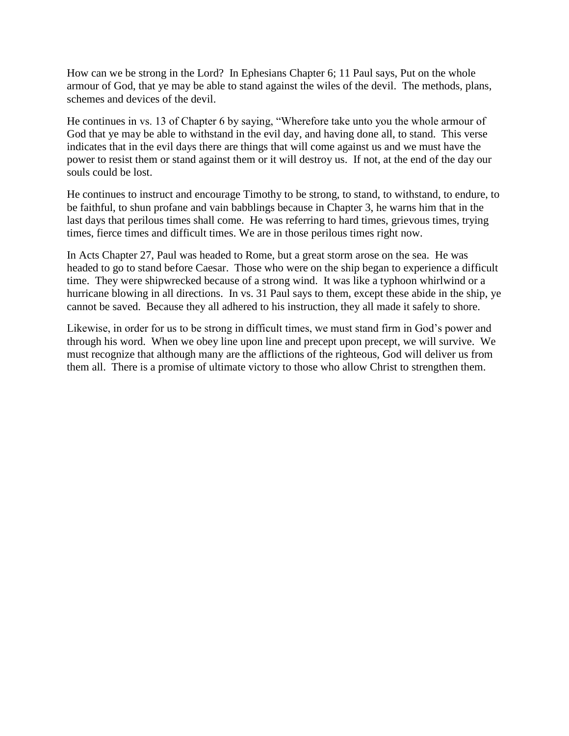How can we be strong in the Lord? In Ephesians Chapter 6; 11 Paul says, Put on the whole armour of God, that ye may be able to stand against the wiles of the devil. The methods, plans, schemes and devices of the devil.

He continues in vs. 13 of Chapter 6 by saying, "Wherefore take unto you the whole armour of God that ye may be able to withstand in the evil day, and having done all, to stand. This verse indicates that in the evil days there are things that will come against us and we must have the power to resist them or stand against them or it will destroy us. If not, at the end of the day our souls could be lost.

He continues to instruct and encourage Timothy to be strong, to stand, to withstand, to endure, to be faithful, to shun profane and vain babblings because in Chapter 3, he warns him that in the last days that perilous times shall come. He was referring to hard times, grievous times, trying times, fierce times and difficult times. We are in those perilous times right now.

In Acts Chapter 27, Paul was headed to Rome, but a great storm arose on the sea. He was headed to go to stand before Caesar. Those who were on the ship began to experience a difficult time. They were shipwrecked because of a strong wind. It was like a typhoon whirlwind or a hurricane blowing in all directions. In vs. 31 Paul says to them, except these abide in the ship, ye cannot be saved. Because they all adhered to his instruction, they all made it safely to shore.

Likewise, in order for us to be strong in difficult times, we must stand firm in God's power and through his word. When we obey line upon line and precept upon precept, we will survive. We must recognize that although many are the afflictions of the righteous, God will deliver us from them all. There is a promise of ultimate victory to those who allow Christ to strengthen them.